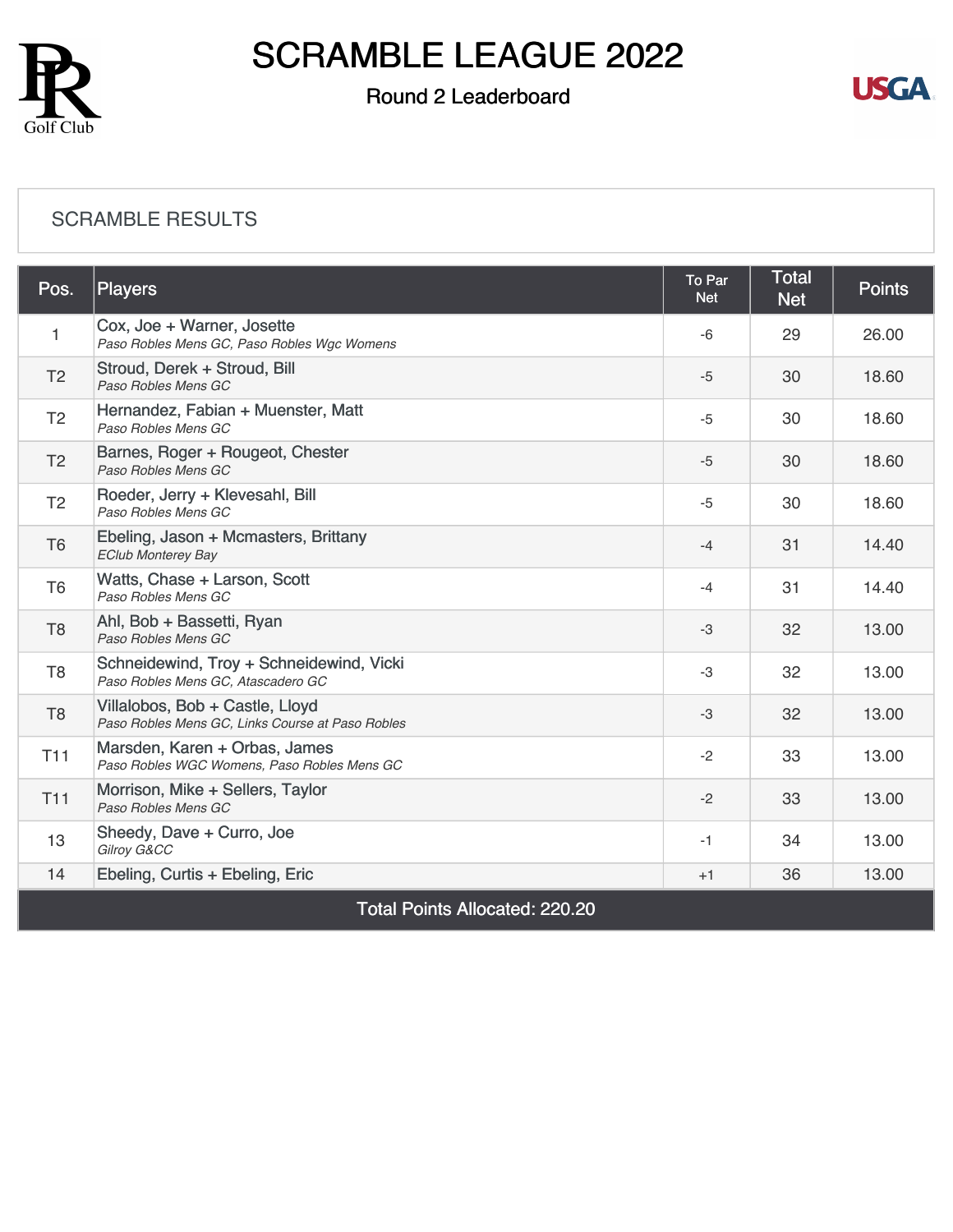# SCRAMBLE LEAGUE 2022

## Round 2 Leaderboard

### SCRAMBLE RESULTS

| Pos. | Players | To Par Net | Total Net | Points |
|---|---|---|---|---|
| 1 | Cox, Joe + Warner, Josette<br>*Paso Robles Mens GC, Paso Robles Wgc Womens* | -6 | 29 | 26.00 |
| T2 | Stroud, Derek + Stroud, Bill<br>*Paso Robles Mens GC* | -5 | 30 | 18.60 |
| T2 | Hernandez, Fabian + Muenster, Matt<br>*Paso Robles Mens GC* | -5 | 30 | 18.60 |
| T2 | Barnes, Roger + Rougeot, Chester<br>*Paso Robles Mens GC* | -5 | 30 | 18.60 |
| T2 | Roeder, Jerry + Klevesahl, Bill<br>*Paso Robles Mens GC* | -5 | 30 | 18.60 |
| T6 | Ebeling, Jason + Mcmasters, Brittany<br>*EClub Monterey Bay* | -4 | 31 | 14.40 |
| T6 | Watts, Chase + Larson, Scott<br>*Paso Robles Mens GC* | -4 | 31 | 14.40 |
| T8 | Ahl, Bob + Bassetti, Ryan<br>*Paso Robles Mens GC* | -3 | 32 | 13.00 |
| T8 | Schneidewind, Troy + Schneidewind, Vicki<br>*Paso Robles Mens GC, Atascadero GC* | -3 | 32 | 13.00 |
| T8 | Villalobos, Bob + Castle, Lloyd<br>*Paso Robles Mens GC, Links Course at Paso Robles* | -3 | 32 | 13.00 |
| T11 | Marsden, Karen + Orbas, James<br>*Paso Robles WGC Womens, Paso Robles Mens GC* | -2 | 33 | 13.00 |
| T11 | Morrison, Mike + Sellers, Taylor<br>*Paso Robles Mens GC* | -2 | 33 | 13.00 |
| 13 | Sheedy, Dave + Curro, Joe<br>*Gilroy G&CC* | -1 | 34 | 13.00 |
| 14 | Ebeling, Curtis + Ebeling, Eric | +1 | 36 | 13.00 |

Total Points Allocated: 220.20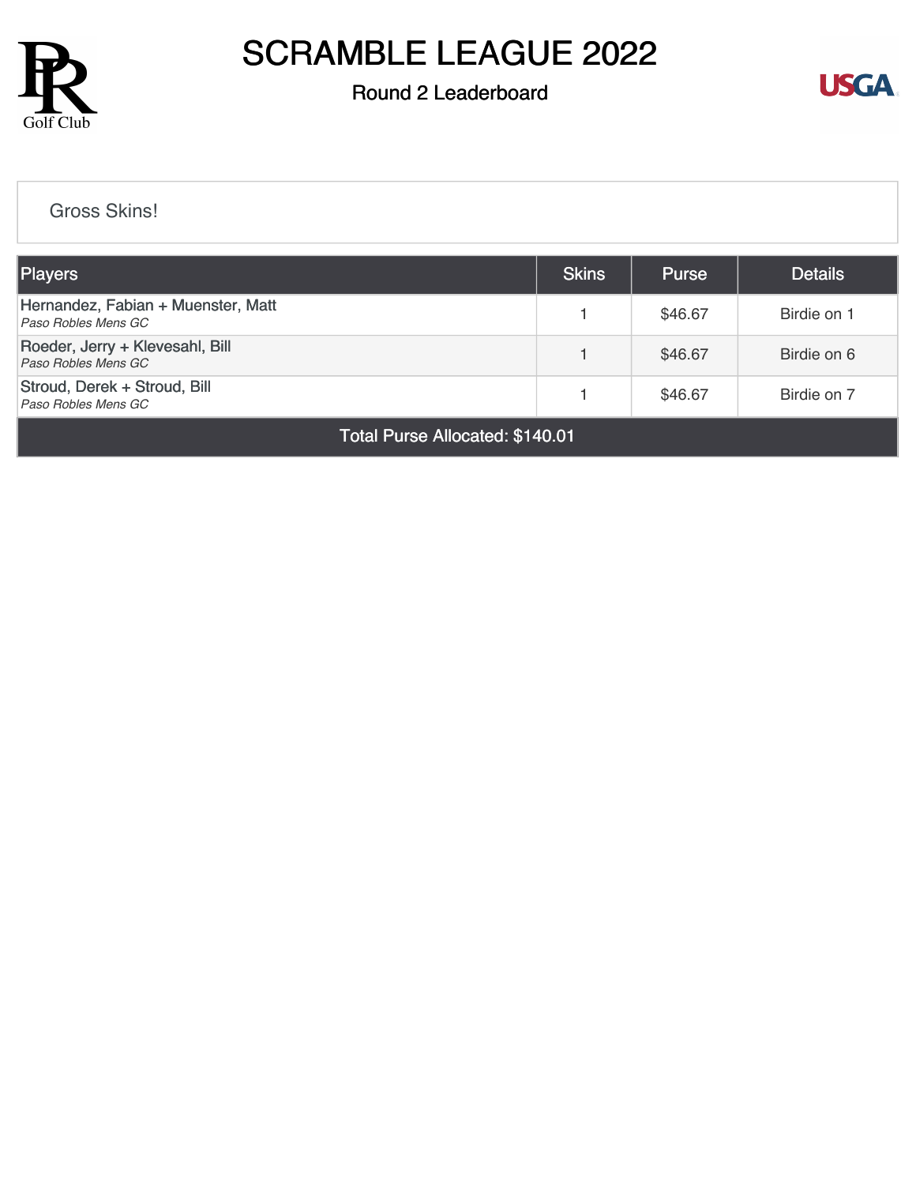# SCRAMBLE LEAGUE 2022

## Round 2 Leaderboard

Gross Skins!

| Players | Skins | Purse | Details |
|---|---|---|---|
| Hernandez, Fabian + Muenster, Matt<br>*Paso Robles Mens GC* | 1 | $46.67 | Birdie on 1 |
| Roeder, Jerry + Klevesahl, Bill<br>*Paso Robles Mens GC* | 1 | $46.67 | Birdie on 6 |
| Stroud, Derek + Stroud, Bill<br>*Paso Robles Mens GC* | 1 | $46.67 | Birdie on 7 |
| Total Purse Allocated: $140.01 | | | |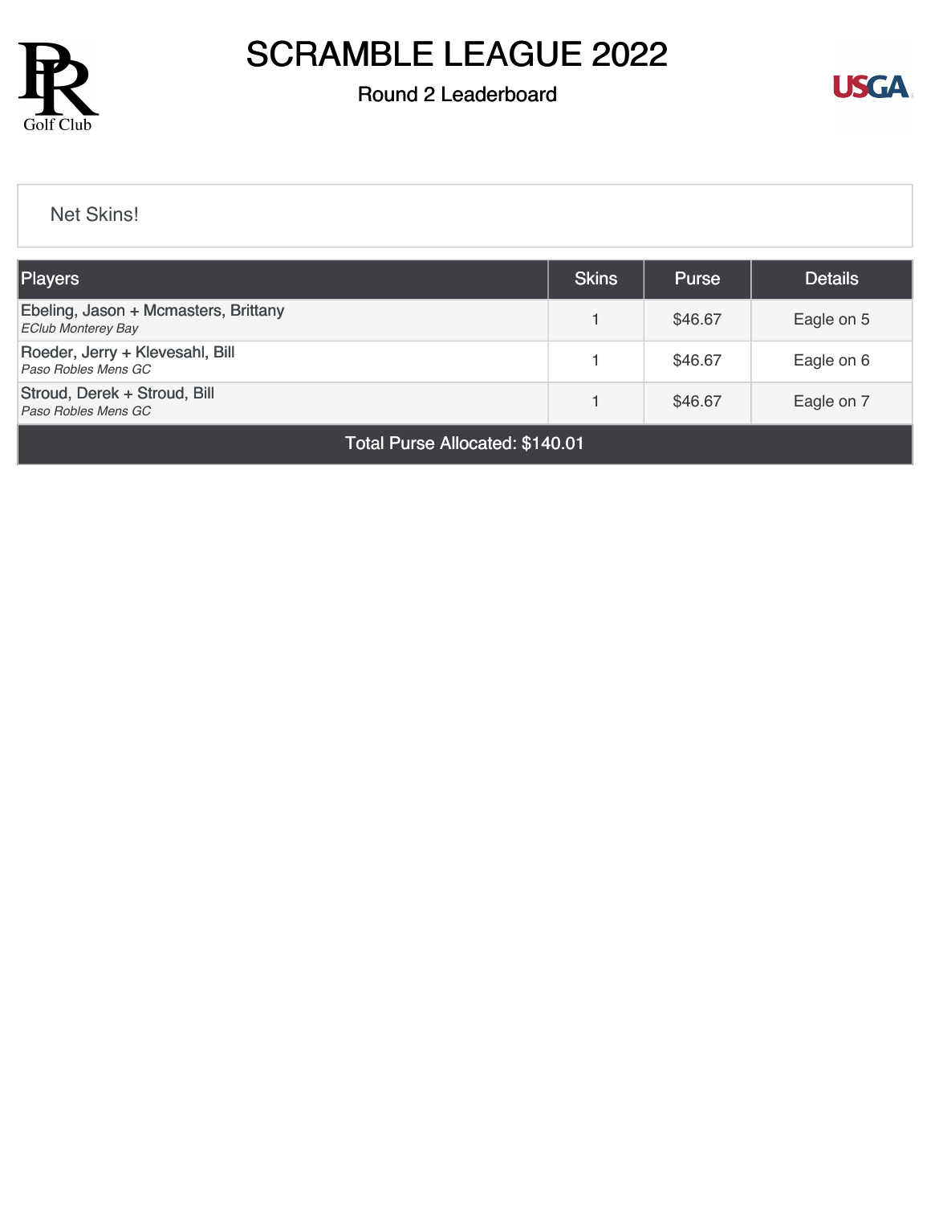# SCRAMBLE LEAGUE 2022

## Round 2 Leaderboard

Net Skins!

| Players | Skins | Purse | Details |
| --- | --- | --- | --- |
| Ebeling, Jason + Mcmasters, Brittany<br>*EClub Monterey Bay* | 1 | $46.67 | Eagle on 5 |
| Roeder, Jerry + Klevesahl, Bill<br>*Paso Robles Mens GC* | 1 | $46.67 | Eagle on 6 |
| Stroud, Derek + Stroud, Bill<br>*Paso Robles Mens GC* | 1 | $46.67 | Eagle on 7 |
| Total Purse Allocated: $140.01 | | | |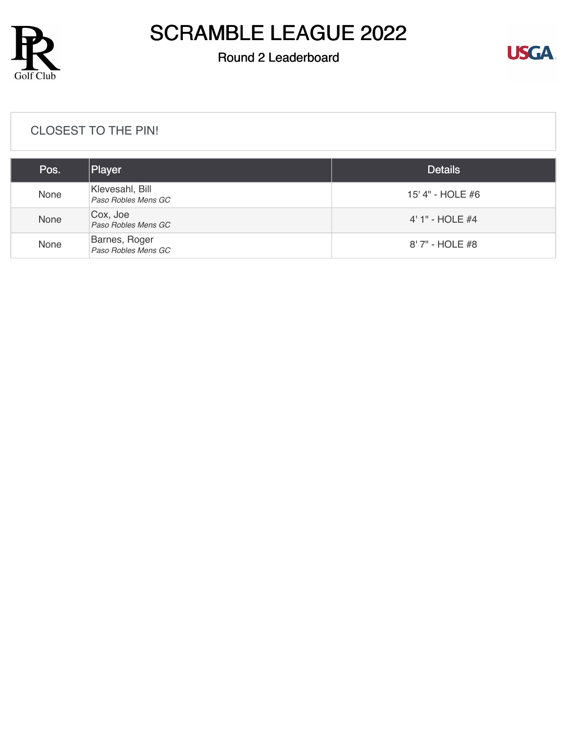# SCRAMBLE LEAGUE 2022

Round 2 Leaderboard

CLOSEST TO THE PIN!

| Pos. | Player | Details |
| --- | --- | --- |
| None | Klevesahl, Bill<br>*Paso Robles Mens GC* | 15' 4" - HOLE #6 |
| None | Cox, Joe<br>*Paso Robles Mens GC* | 4' 1" - HOLE #4 |
| None | Barnes, Roger<br>*Paso Robles Mens GC* | 8' 7" - HOLE #8 |